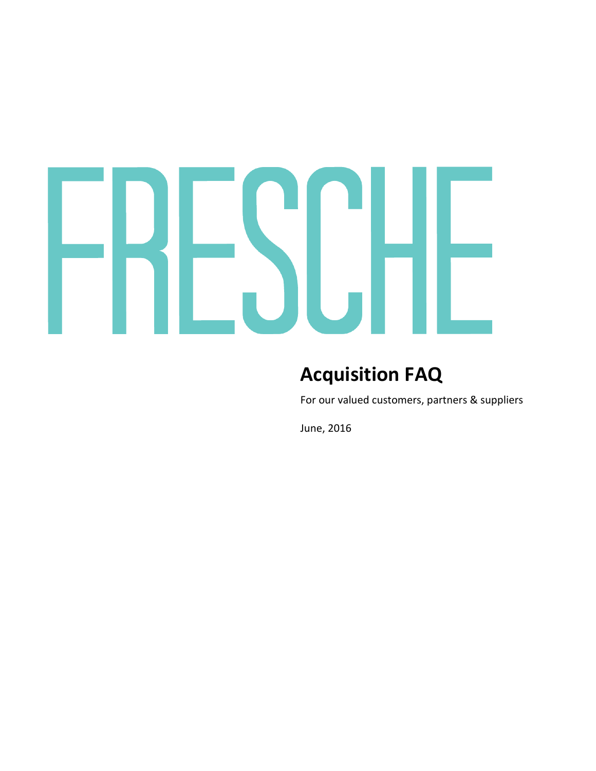# FRESCHE

## Acquisition FAQ

For our valued customers, partners & suppliers

June, 2016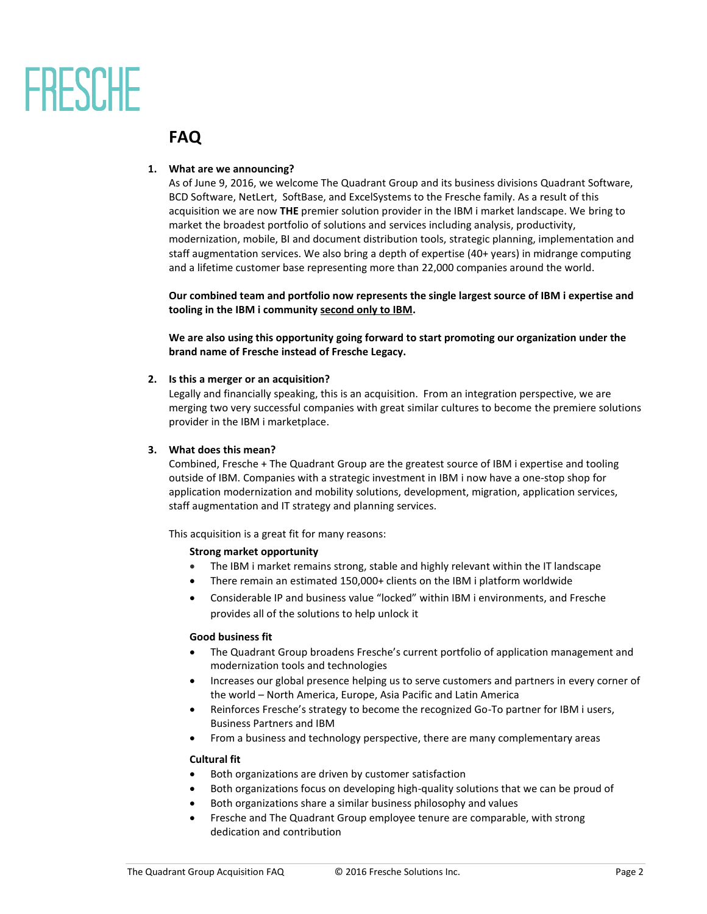FRESCHE

## FAQ

1. **What are we announcing?**
   As of June 9, 2016, we welcome The Quadrant Group and its business divisions Quadrant Software, BCD Software, NetLert, SoftBase, and ExcelSystems to the Fresche family. As a result of this acquisition we are now **THE** premier solution provider in the IBM i market landscape. We bring to market the broadest portfolio of solutions and services including analysis, productivity, modernization, mobile, BI and document distribution tools, strategic planning, implementation and staff augmentation services. We also bring a depth of expertise (40+ years) in midrange computing and a lifetime customer base representing more than 22,000 companies around the world.

   **Our combined team and portfolio now represents the single largest source of IBM i expertise and tooling in the IBM i community <u>second only to IBM</u>.**

   **We are also using this opportunity going forward to start promoting our organization under the brand name of Fresche instead of Fresche Legacy.**

2. **Is this a merger or an acquisition?**
   Legally and financially speaking, this is an acquisition. From an integration perspective, we are merging two very successful companies with great similar cultures to become the premiere solutions provider in the IBM i marketplace.

3. **What does this mean?**
   Combined, Fresche + The Quadrant Group are the greatest source of IBM i expertise and tooling outside of IBM. Companies with a strategic investment in IBM i now have a one-stop shop for application modernization and mobility solutions, development, migration, application services, staff augmentation and IT strategy and planning services.

   This acquisition is a great fit for many reasons:

   **Strong market opportunity**
   - The IBM i market remains strong, stable and highly relevant within the IT landscape
   - There remain an estimated 150,000+ clients on the IBM i platform worldwide
   - Considerable IP and business value "locked" within IBM i environments, and Fresche provides all of the solutions to help unlock it

   **Good business fit**
   - The Quadrant Group broadens Fresche's current portfolio of application management and modernization tools and technologies
   - Increases our global presence helping us to serve customers and partners in every corner of the world – North America, Europe, Asia Pacific and Latin America
   - Reinforces Fresche's strategy to become the recognized Go-To partner for IBM i users, Business Partners and IBM
   - From a business and technology perspective, there are many complementary areas

   **Cultural fit**
   - Both organizations are driven by customer satisfaction
   - Both organizations focus on developing high-quality solutions that we can be proud of
   - Both organizations share a similar business philosophy and values
   - Fresche and The Quadrant Group employee tenure are comparable, with strong dedication and contribution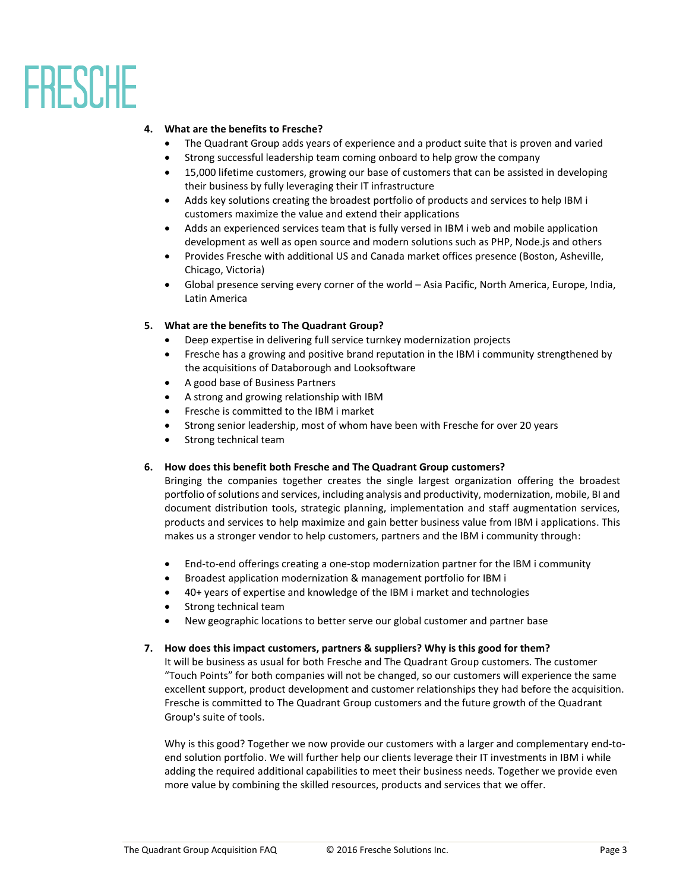**4. What are the benefits to Fresche?**

- The Quadrant Group adds years of experience and a product suite that is proven and varied
- Strong successful leadership team coming onboard to help grow the company
- 15,000 lifetime customers, growing our base of customers that can be assisted in developing their business by fully leveraging their IT infrastructure
- Adds key solutions creating the broadest portfolio of products and services to help IBM i customers maximize the value and extend their applications
- Adds an experienced services team that is fully versed in IBM i web and mobile application development as well as open source and modern solutions such as PHP, Node.js and others
- Provides Fresche with additional US and Canada market offices presence (Boston, Asheville, Chicago, Victoria)
- Global presence serving every corner of the world – Asia Pacific, North America, Europe, India, Latin America

**5. What are the benefits to The Quadrant Group?**

- Deep expertise in delivering full service turnkey modernization projects
- Fresche has a growing and positive brand reputation in the IBM i community strengthened by the acquisitions of Databorough and Looksoftware
- A good base of Business Partners
- A strong and growing relationship with IBM
- Fresche is committed to the IBM i market
- Strong senior leadership, most of whom have been with Fresche for over 20 years
- Strong technical team

**6. How does this benefit both Fresche and The Quadrant Group customers?**

Bringing the companies together creates the single largest organization offering the broadest portfolio of solutions and services, including analysis and productivity, modernization, mobile, BI and document distribution tools, strategic planning, implementation and staff augmentation services, products and services to help maximize and gain better business value from IBM i applications. This makes us a stronger vendor to help customers, partners and the IBM i community through:

- End-to-end offerings creating a one-stop modernization partner for the IBM i community
- Broadest application modernization & management portfolio for IBM i
- 40+ years of expertise and knowledge of the IBM i market and technologies
- Strong technical team
- New geographic locations to better serve our global customer and partner base

**7. How does this impact customers, partners & suppliers? Why is this good for them?**

It will be business as usual for both Fresche and The Quadrant Group customers. The customer "Touch Points" for both companies will not be changed, so our customers will experience the same excellent support, product development and customer relationships they had before the acquisition. Fresche is committed to The Quadrant Group customers and the future growth of the Quadrant Group's suite of tools.

Why is this good? Together we now provide our customers with a larger and complementary end-to-end solution portfolio. We will further help our clients leverage their IT investments in IBM i while adding the required additional capabilities to meet their business needs. Together we provide even more value by combining the skilled resources, products and services that we offer.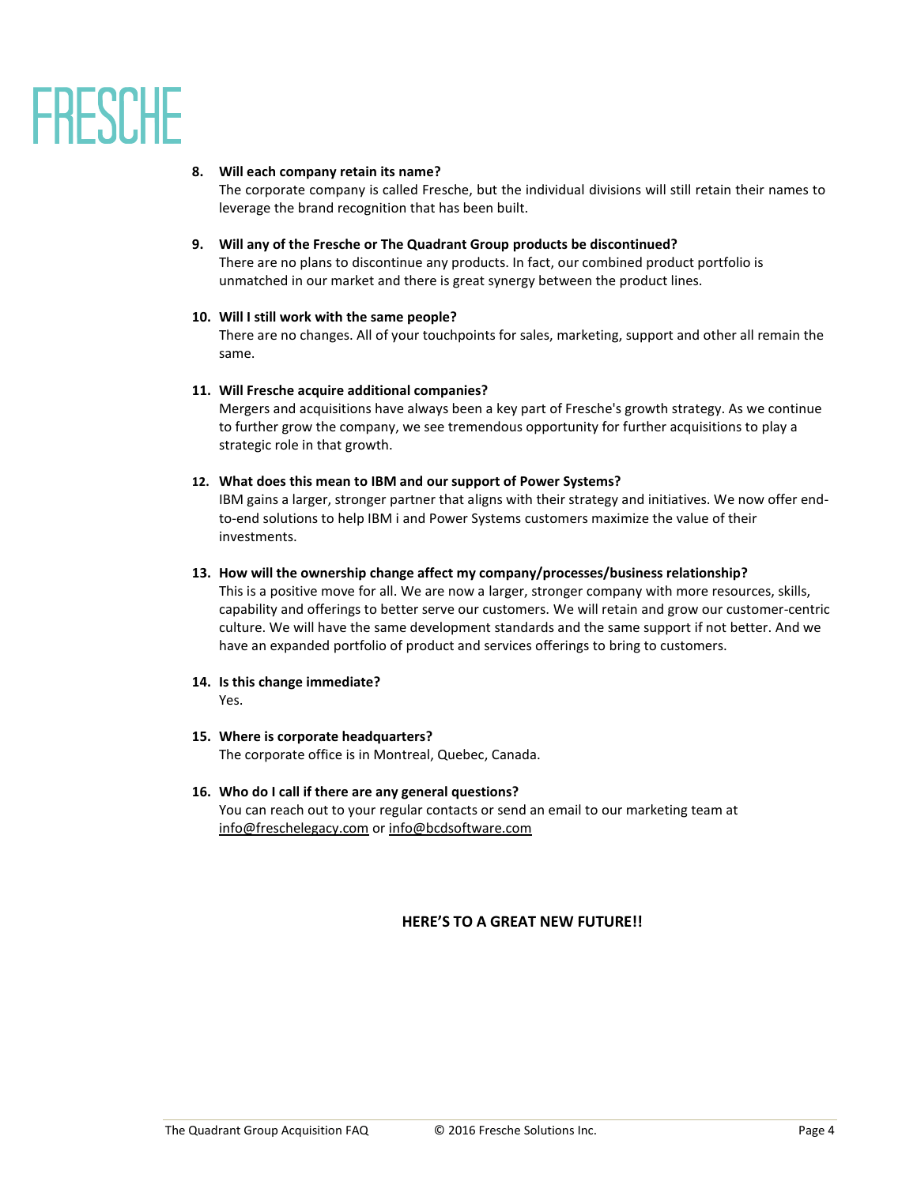FRESCHE

8. **Will each company retain its name?**
   The corporate company is called Fresche, but the individual divisions will still retain their names to leverage the brand recognition that has been built.

9. **Will any of the Fresche or The Quadrant Group products be discontinued?**
   There are no plans to discontinue any products. In fact, our combined product portfolio is unmatched in our market and there is great synergy between the product lines.

10. **Will I still work with the same people?**
    There are no changes. All of your touchpoints for sales, marketing, support and other all remain the same.

11. **Will Fresche acquire additional companies?**
    Mergers and acquisitions have always been a key part of Fresche's growth strategy. As we continue to further grow the company, we see tremendous opportunity for further acquisitions to play a strategic role in that growth.

12. **What does this mean to IBM and our support of Power Systems?**
    IBM gains a larger, stronger partner that aligns with their strategy and initiatives. We now offer end-to-end solutions to help IBM i and Power Systems customers maximize the value of their investments.

13. **How will the ownership change affect my company/processes/business relationship?**
    This is a positive move for all. We are now a larger, stronger company with more resources, skills, capability and offerings to better serve our customers. We will retain and grow our customer-centric culture. We will have the same development standards and the same support if not better. And we have an expanded portfolio of product and services offerings to bring to customers.

14. **Is this change immediate?**
    Yes.

15. **Where is corporate headquarters?**
    The corporate office is in Montreal, Quebec, Canada.

16. **Who do I call if there are any general questions?**
    You can reach out to your regular contacts or send an email to our marketing team at info@freschelegacy.com or info@bcdsoftware.com

**HERE'S TO A GREAT NEW FUTURE!!**